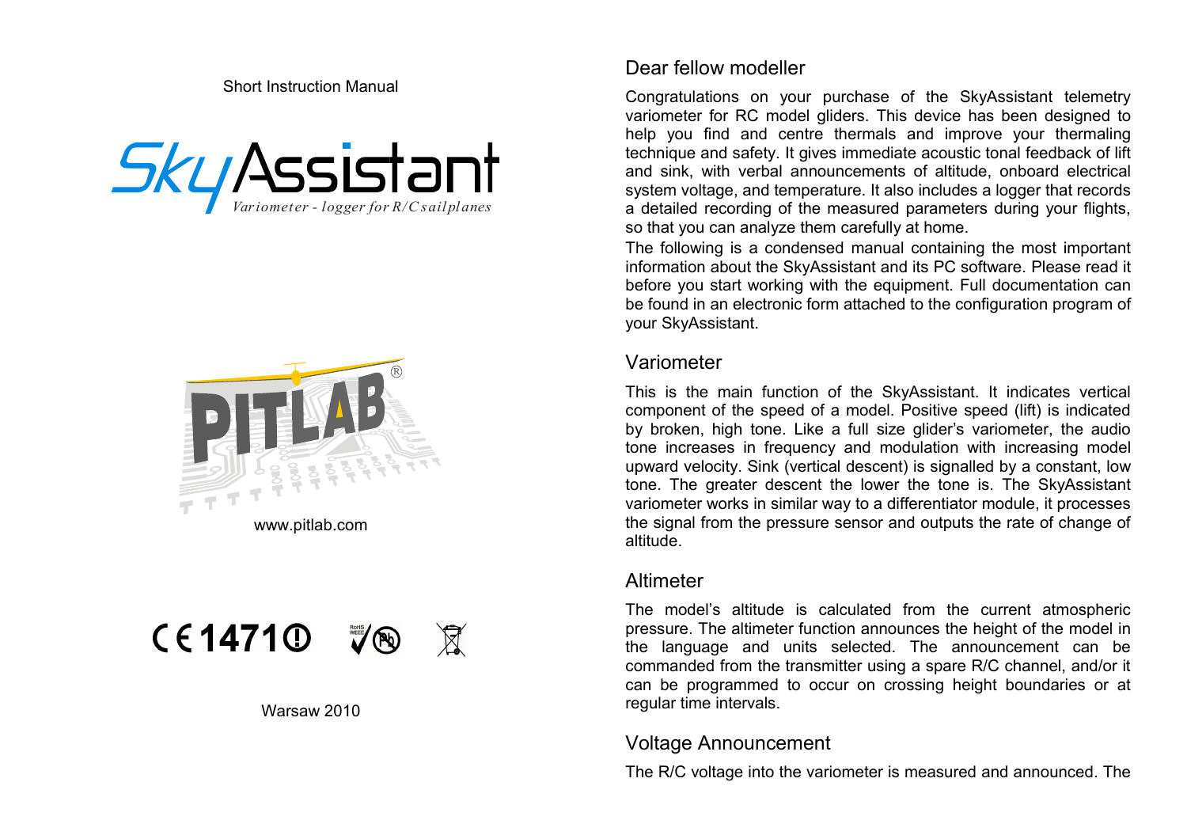Short Instruction Manual

# SkyAssistant

*Variometer - logger for R/C sailplanes*

www.pitlab.com

CE 1471

Warsaw 2010

## Dear fellow modeller

Congratulations on your purchase of the SkyAssistant telemetry variometer for RC model gliders. This device has been designed to help you find and centre thermals and improve your thermaling technique and safety. It gives immediate acoustic tonal feedback of lift and sink, with verbal announcements of altitude, onboard electrical system voltage, and temperature. It also includes a logger that records a detailed recording of the measured parameters during your flights, so that you can analyze them carefully at home.

The following is a condensed manual containing the most important information about the SkyAssistant and its PC software. Please read it before you start working with the equipment. Full documentation can be found in an electronic form attached to the configuration program of your SkyAssistant.

## Variometer

This is the main function of the SkyAssistant. It indicates vertical component of the speed of a model. Positive speed (lift) is indicated by broken, high tone. Like a full size glider's variometer, the audio tone increases in frequency and modulation with increasing model upward velocity. Sink (vertical descent) is signalled by a constant, low tone. The greater descent the lower the tone is. The SkyAssistant variometer works in similar way to a differentiator module, it processes the signal from the pressure sensor and outputs the rate of change of altitude.

## Altimeter

The model's altitude is calculated from the current atmospheric pressure. The altimeter function announces the height of the model in the language and units selected. The announcement can be commanded from the transmitter using a spare R/C channel, and/or it can be programmed to occur on crossing height boundaries or at regular time intervals.

## Voltage Announcement

The R/C voltage into the variometer is measured and announced. The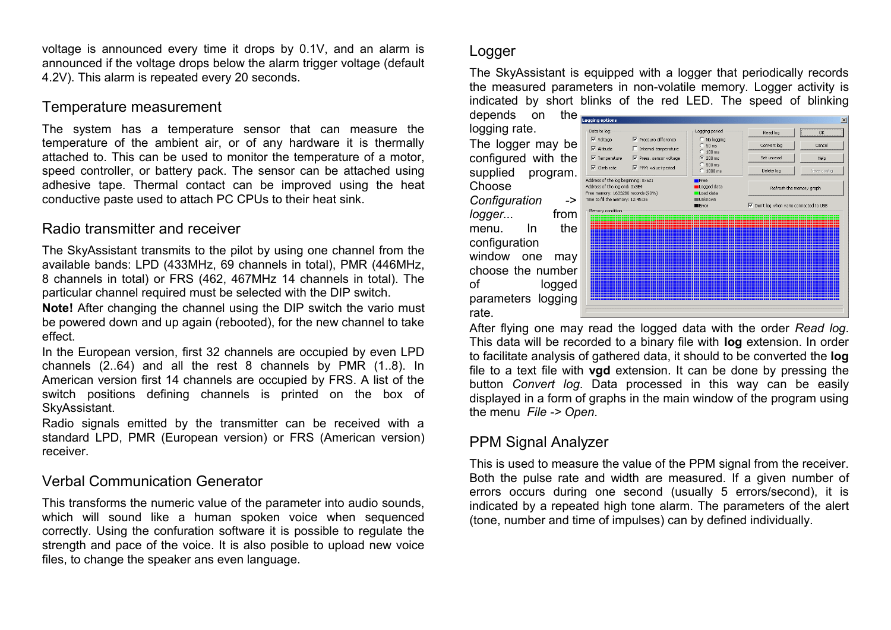voltage is announced every time it drops by 0.1V, and an alarm is announced if the voltage drops below the alarm trigger voltage (default 4.2V). This alarm is repeated every 20 seconds.

## Temperature measurement

The system has a temperature sensor that can measure the temperature of the ambient air, or of any hardware it is thermally attached to. This can be used to monitor the temperature of a motor, speed controller, or battery pack. The sensor can be attached using adhesive tape. Thermal contact can be improved using the heat conductive paste used to attach PC CPUs to their heat sink.

## Radio transmitter and receiver

The SkyAssistant transmits to the pilot by using one channel from the available bands: LPD (433MHz, 69 channels in total), PMR (446MHz, 8 channels in total) or FRS (462, 467MHz 14 channels in total). The particular channel required must be selected with the DIP switch.

**Note!** After changing the channel using the DIP switch the vario must be powered down and up again (rebooted), for the new channel to take effect.

In the European version, first 32 channels are occupied by even LPD channels (2..64) and all the rest 8 channels by PMR (1..8). In American version first 14 channels are occupied by FRS. A list of the switch positions defining channels is printed on the box of SkyAssistant.

Radio signals emitted by the transmitter can be received with a standard LPD, PMR (European version) or FRS (American version) receiver.

## Verbal Communication Generator

This transforms the numeric value of the parameter into audio sounds, which will sound like a human spoken voice when sequenced correctly. Using the confuration software it is possible to regulate the strength and pace of the voice. It is also posible to upload new voice files, to change the speaker ans even language.

## Logger

The SkyAssistant is equipped with a logger that periodically records the measured parameters in non-volatile memory. Logger activity is indicated by short blinks of the red LED. The speed of blinking depends on the logging rate.

The logger may be configured with the supplied program. Choose *Configuration -> logger...* from menu. In the configuration window one may choose the number of logged parameters logging rate.

After flying one may read the logged data with the order *Read log*. This data will be recorded to a binary file with **log** extension. In order to facilitate analysis of gathered data, it should to be converted the **log** file to a text file with **vgd** extension. It can be done by pressing the button *Convert log*. Data processed in this way can be easily displayed in a form of graphs in the main window of the program using the menu *File -> Open*.

## PPM Signal Analyzer

This is used to measure the value of the PPM signal from the receiver. Both the pulse rate and width are measured. If a given number of errors occurs during one second (usually 5 errors/second), it is indicated by a repeated high tone alarm. The parameters of the alert (tone, number and time of impulses) can by defined individually.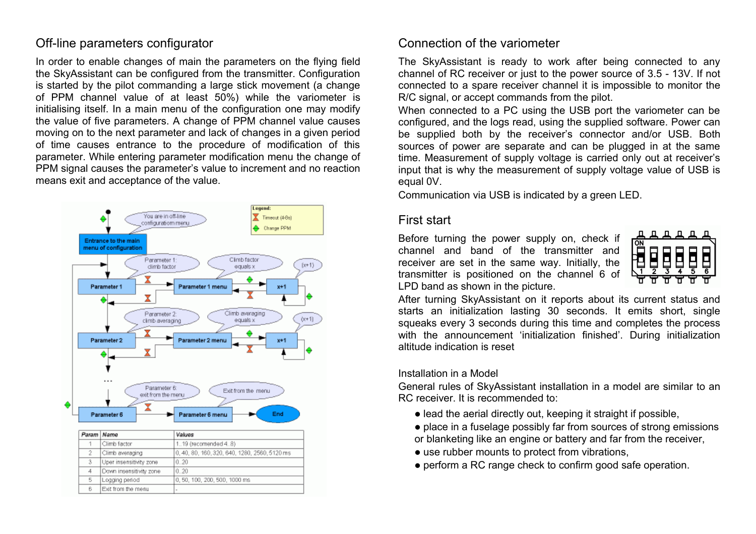## Off-line parameters configurator

In order to enable changes of main the parameters on the flying field the SkyAssistant can be configured from the transmitter. Configuration is started by the pilot commanding a large stick movement (a change of PPM channel value of at least 50%) while the variometer is initialising itself. In a main menu of the configuration one may modify the value of five parameters. A change of PPM channel value causes moving on to the next parameter and lack of changes in a given period of time causes entrance to the procedure of modification of this parameter. While entering parameter modification menu the change of PPM signal causes the parameter's value to increment and no reaction means exit and acceptance of the value.

| Param | Name | Values |
|---|---|---|
| 1 | Climb factor | 1..19 (recomended 4..8) |
| 2 | Climb averaging | 0, 40, 80, 160, 320, 640, 1280, 2560, 5120 ms |
| 3 | Uper insensitivity zone | 0..20 |
| 4 | Down insensitivity zone | 0..20 |
| 5 | Logging period | 0, 50, 100, 200, 500, 1000 ms |
| 6 | Exit from the menu | - |

## Connection of the variometer

The SkyAssistant is ready to work after being connected to any channel of RC receiver or just to the power source of 3.5 - 13V. If not connected to a spare receiver channel it is impossible to monitor the R/C signal, or accept commands from the pilot.

When connected to a PC using the USB port the variometer can be configured, and the logs read, using the supplied software. Power can be supplied both by the receiver's connector and/or USB. Both sources of power are separate and can be plugged in at the same time. Measurement of supply voltage is carried only out at receiver's input that is why the measurement of supply voltage value of USB is equal 0V.

Communication via USB is indicated by a green LED.

## First start

Before turning the power supply on, check if channel and band of the transmitter and receiver are set in the same way. Initially, the transmitter is positioned on the channel 6 of LPD band as shown in the picture.

After turning SkyAssistant on it reports about its current status and starts an initialization lasting 30 seconds. It emits short, single squeaks every 3 seconds during this time and completes the process with the announcement 'initialization finished'. During initialization altitude indication is reset

### Installation in a Model

General rules of SkyAssistant installation in a model are similar to an RC receiver. It is recommended to:

- lead the aerial directly out, keeping it straight if possible,
- place in a fuselage possibly far from sources of strong emissions or blanketing like an engine or battery and far from the receiver,
- use rubber mounts to protect from vibrations,
- perform a RC range check to confirm good safe operation.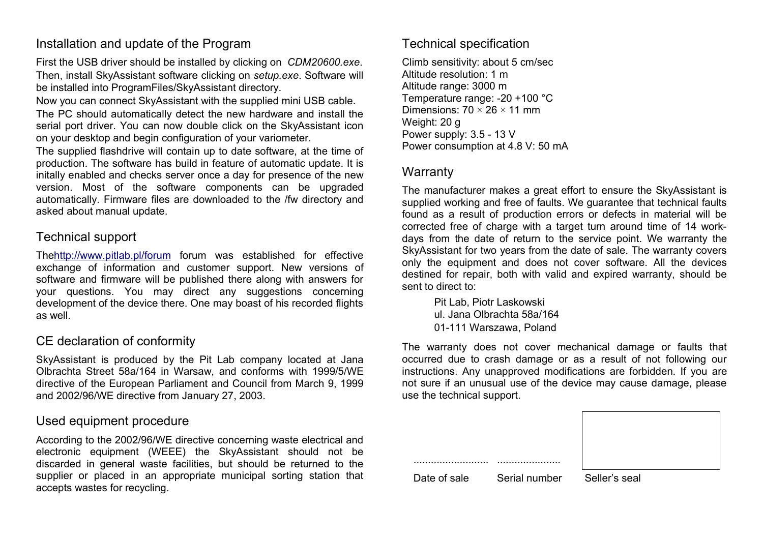## Installation and update of the Program

First the USB driver should be installed by clicking on *CDM20600.exe*. Then, install SkyAssistant software clicking on *setup.exe*. Software will be installed into ProgramFiles/SkyAssistant directory.

Now you can connect SkyAssistant with the supplied mini USB cable.

The PC should automatically detect the new hardware and install the serial port driver. You can now double click on the SkyAssistant icon on your desktop and begin configuration of your variometer.

The supplied flashdrive will contain up to date software, at the time of production. The software has build in feature of automatic update. It is initally enabled and checks server once a day for presence of the new version. Most of the software components can be upgraded automatically. Firmware files are downloaded to the /fw directory and asked about manual update.

## Technical support

The[http://www.pitlab.pl/forum](http://www.pitlab.pl/forum) forum was established for effective exchange of information and customer support. New versions of software and firmware will be published there along with answers for your questions. You may direct any suggestions concerning development of the device there. One may boast of his recorded flights as well.

## CE declaration of conformity

SkyAssistant is produced by the Pit Lab company located at Jana Olbrachta Street 58a/164 in Warsaw, and conforms with 1999/5/WE directive of the European Parliament and Council from March 9, 1999 and 2002/96/WE directive from January 27, 2003.

## Used equipment procedure

According to the 2002/96/WE directive concerning waste electrical and electronic equipment (WEEE) the SkyAssistant should not be discarded in general waste facilities, but should be returned to the supplier or placed in an appropriate municipal sorting station that accepts wastes for recycling.

## Technical specification

Climb sensitivity: about 5 cm/sec
Altitude resolution: 1 m
Altitude range: 3000 m
Temperature range: -20 +100 °C
Dimensions: 70 × 26 × 11 mm
Weight: 20 g
Power supply: 3.5 - 13 V
Power consumption at 4.8 V: 50 mA

## Warranty

The manufacturer makes a great effort to ensure the SkyAssistant is supplied working and free of faults. We guarantee that technical faults found as a result of production errors or defects in material will be corrected free of charge with a target turn around time of 14 work-days from the date of return to the service point. We warranty the SkyAssistant for two years from the date of sale. The warranty covers only the equipment and does not cover software. All the devices destined for repair, both with valid and expired warranty, should be sent to direct to:

Pit Lab, Piotr Laskowski
ul. Jana Olbrachta 58a/164
01-111 Warszawa, Poland

The warranty does not cover mechanical damage or faults that occurred due to crash damage or as a result of not following our instructions. Any unapproved modifications are forbidden. If you are not sure if an unusual use of the device may cause damage, please use the technical support.

.......................... ......................

Date of sale Serial number Seller's seal